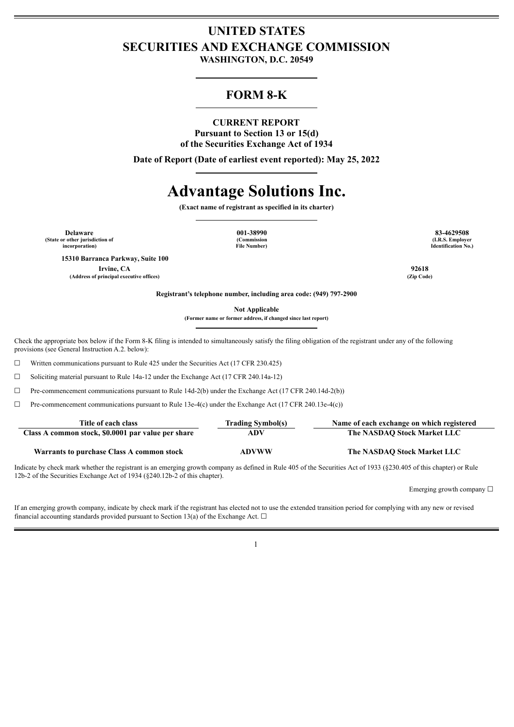# UNITED STATES
# SECURITIES AND EXCHANGE COMMISSION
**WASHINGTON, D.C. 20549**

## FORM 8-K

**CURRENT REPORT**
**Pursuant to Section 13 or 15(d)**
**of the Securities Exchange Act of 1934**

**Date of Report (Date of earliest event reported): May 25, 2022**

# Advantage Solutions Inc.

**(Exact name of registrant as specified in its charter)**

| Delaware | 001-38990 | 83-4629508 |
|---|---|---|
| (State or other jurisdiction of incorporation) | (Commission File Number) | (I.R.S. Employer Identification No.) |

**15310 Barranca Parkway, Suite 100**
**Irvine, CA** **92618**
**(Address of principal executive offices)** **(Zip Code)**

**Registrant's telephone number, including area code: (949) 797-2900**

**Not Applicable**
**(Former name or former address, if changed since last report)**

Check the appropriate box below if the Form 8-K filing is intended to simultaneously satisfy the filing obligation of the registrant under any of the following provisions (see General Instruction A.2. below):

☐ Written communications pursuant to Rule 425 under the Securities Act (17 CFR 230.425)

☐ Soliciting material pursuant to Rule 14a-12 under the Exchange Act (17 CFR 240.14a-12)

☐ Pre-commencement communications pursuant to Rule 14d-2(b) under the Exchange Act (17 CFR 240.14d-2(b))

☐ Pre-commencement communications pursuant to Rule 13e-4(c) under the Exchange Act (17 CFR 240.13e-4(c))

| Title of each class | Trading Symbol(s) | Name of each exchange on which registered |
|---|---|---|
| Class A common stock, $0.0001 par value per share | ADV | The NASDAQ Stock Market LLC |
| Warrants to purchase Class A common stock | ADVWW | The NASDAQ Stock Market LLC |

Indicate by check mark whether the registrant is an emerging growth company as defined in Rule 405 of the Securities Act of 1933 (§230.405 of this chapter) or Rule 12b-2 of the Securities Exchange Act of 1934 (§240.12b-2 of this chapter).

Emerging growth company ☐

If an emerging growth company, indicate by check mark if the registrant has elected not to use the extended transition period for complying with any new or revised financial accounting standards provided pursuant to Section 13(a) of the Exchange Act. ☐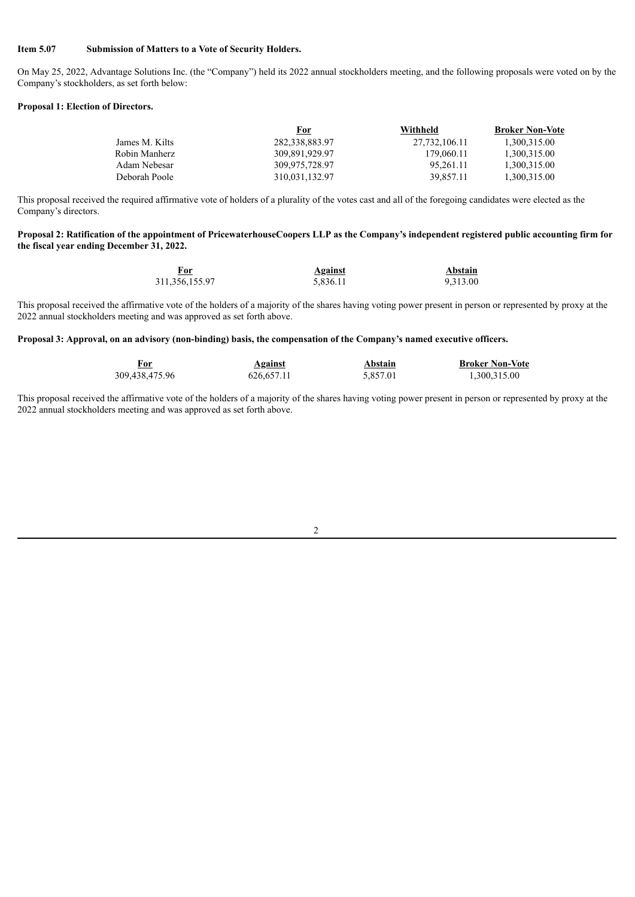**Item 5.07 Submission of Matters to a Vote of Security Holders.**

On May 25, 2022, Advantage Solutions Inc. (the "Company") held its 2022 annual stockholders meeting, and the following proposals were voted on by the Company's stockholders, as set forth below:

**Proposal 1: Election of Directors.**

| | For | Withheld | Broker Non-Vote |
|---|---|---|---|
| James M. Kilts | 282,338,883.97 | 27,732,106.11 | 1,300,315.00 |
| Robin Manherz | 309,891,929.97 | 179,060.11 | 1,300,315.00 |
| Adam Nebesar | 309,975,728.97 | 95,261.11 | 1,300,315.00 |
| Deborah Poole | 310,031,132.97 | 39,857.11 | 1,300,315.00 |

This proposal received the required affirmative vote of holders of a plurality of the votes cast and all of the foregoing candidates were elected as the Company's directors.

**Proposal 2: Ratification of the appointment of PricewaterhouseCoopers LLP as the Company's independent registered public accounting firm for the fiscal year ending December 31, 2022.**

| For | Against | Abstain |
|---|---|---|
| 311,356,155.97 | 5,836.11 | 9,313.00 |

This proposal received the affirmative vote of the holders of a majority of the shares having voting power present in person or represented by proxy at the 2022 annual stockholders meeting and was approved as set forth above.

**Proposal 3: Approval, on an advisory (non-binding) basis, the compensation of the Company's named executive officers.**

| For | Against | Abstain | Broker Non-Vote |
|---|---|---|---|
| 309,438,475.96 | 626,657.11 | 5,857.01 | 1,300,315.00 |

This proposal received the affirmative vote of the holders of a majority of the shares having voting power present in person or represented by proxy at the 2022 annual stockholders meeting and was approved as set forth above.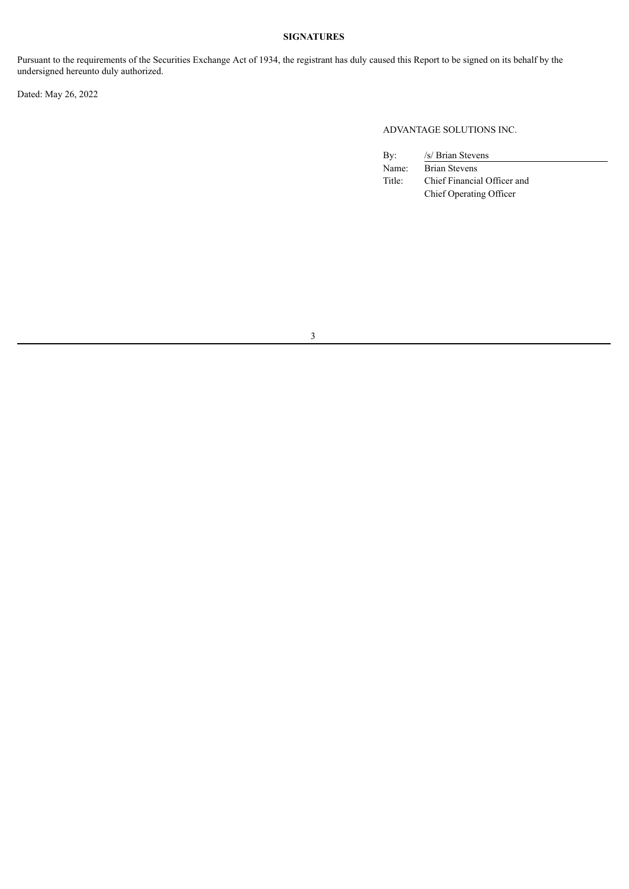**SIGNATURES**

Pursuant to the requirements of the Securities Exchange Act of 1934, the registrant has duly caused this Report to be signed on its behalf by the undersigned hereunto duly authorized.

Dated: May 26, 2022

ADVANTAGE SOLUTIONS INC.

| | |
|---|---|
| By: | /s/ Brian Stevens |
| Name: | Brian Stevens |
| Title: | Chief Financial Officer and Chief Operating Officer |